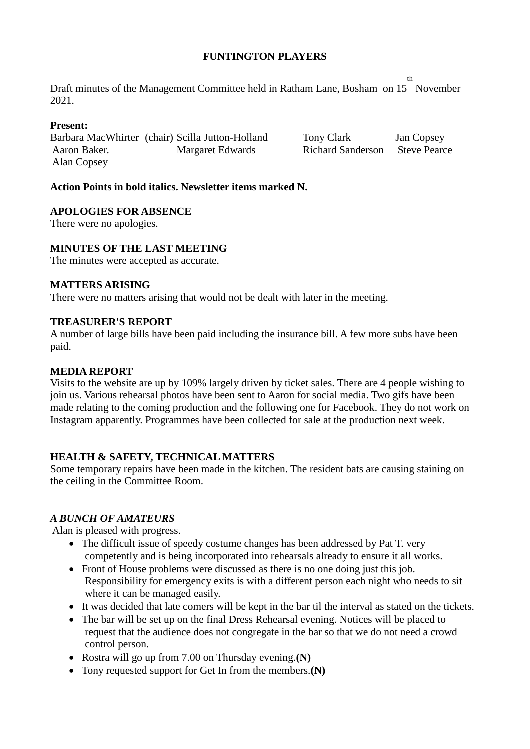**FUNTINGTON PLAYERS**

Draft minutes of the Management Committee held in Ratham Lane, Bosham on 15th November 2021.

**Present:**

| | | | |
|---|---|---|---|
| Barbara MacWhirter (chair) | Scilla Jutton-Holland | Tony Clark | Jan Copsey |
| Aaron Baker. | Margaret Edwards | Richard Sanderson | Steve Pearce |
| Alan Copsey | | | |

**Action Points in bold italics. Newsletter items marked N.**

**APOLOGIES FOR ABSENCE**

There were no apologies.

**MINUTES OF THE LAST MEETING**

The minutes were accepted as accurate.

**MATTERS ARISING**

There were no matters arising that would not be dealt with later in the meeting.

**TREASURER'S REPORT**

A number of large bills have been paid including the insurance bill. A few more subs have been paid.

**MEDIA REPORT**

Visits to the website are up by 109% largely driven by ticket sales. There are 4 people wishing to join us. Various rehearsal photos have been sent to Aaron for social media. Two gifs have been made relating to the coming production and the following one for Facebook. They do not work on Instagram apparently. Programmes have been collected for sale at the production next week.

**HEALTH & SAFETY, TECHNICAL MATTERS**

Some temporary repairs have been made in the kitchen. The resident bats are causing staining on the ceiling in the Committee Room.

***A BUNCH OF AMATEURS***

Alan is pleased with progress.

- The difficult issue of speedy costume changes has been addressed by Pat T. very competently and is being incorporated into rehearsals already to ensure it all works.
- Front of House problems were discussed as there is no one doing just this job. Responsibility for emergency exits is with a different person each night who needs to sit where it can be managed easily.
- It was decided that late comers will be kept in the bar til the interval as stated on the tickets.
- The bar will be set up on the final Dress Rehearsal evening. Notices will be placed to request that the audience does not congregate in the bar so that we do not need a crowd control person.
- Rostra will go up from 7.00 on Thursday evening.**(N)**
- Tony requested support for Get In from the members.**(N)**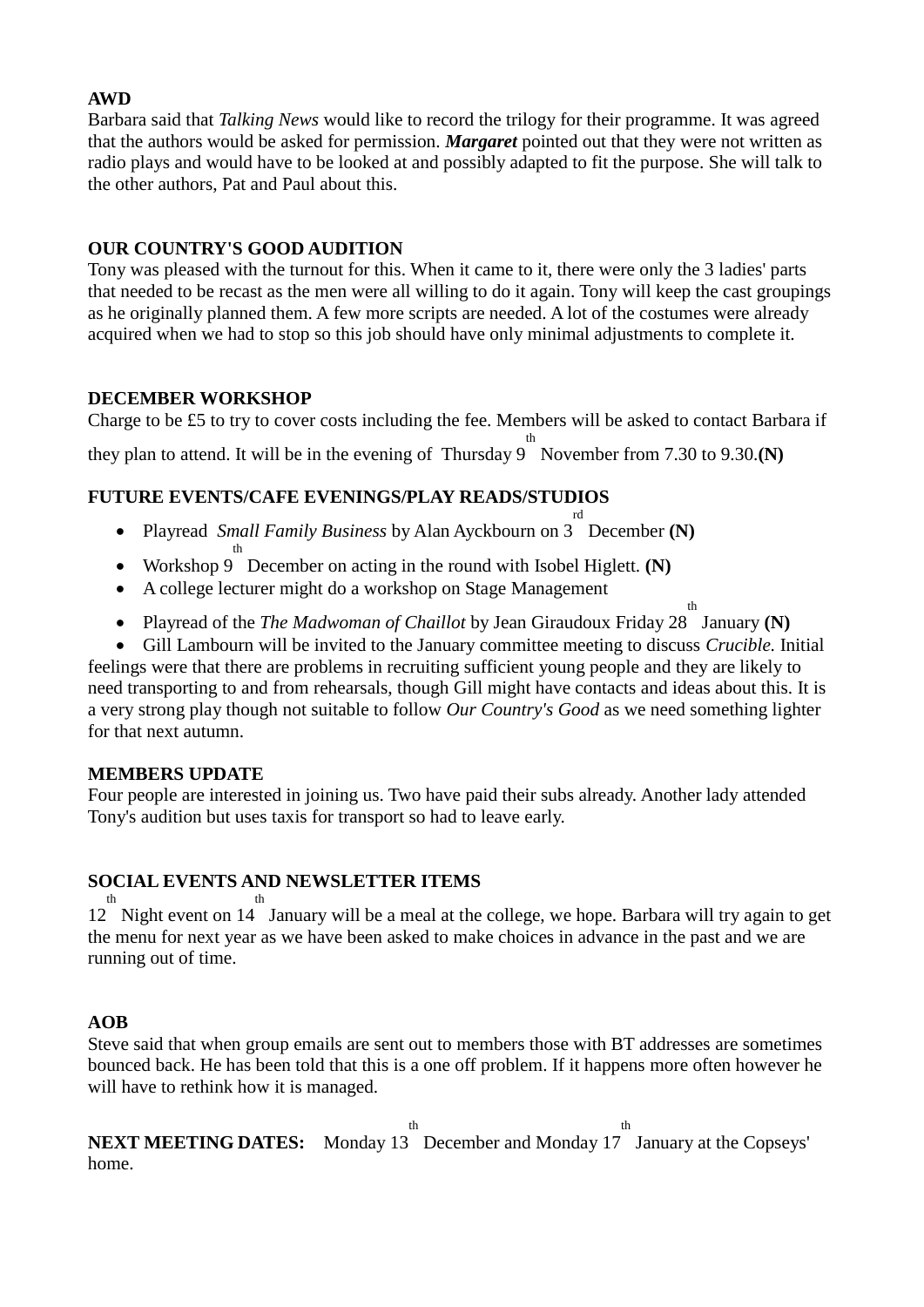**AWD**
Barbara said that *Talking News* would like to record the trilogy for their programme. It was agreed that the authors would be asked for permission. ***Margaret*** pointed out that they were not written as radio plays and would have to be looked at and possibly adapted to fit the purpose. She will talk to the other authors, Pat and Paul about this.

**OUR COUNTRY'S GOOD AUDITION**
Tony was pleased with the turnout for this. When it came to it, there were only the 3 ladies' parts that needed to be recast as the men were all willing to do it again. Tony will keep the cast groupings as he originally planned them. A few more scripts are needed. A lot of the costumes were already acquired when we had to stop so this job should have only minimal adjustments to complete it.

**DECEMBER WORKSHOP**
Charge to be £5 to try to cover costs including the fee. Members will be asked to contact Barbara if they plan to attend. It will be in the evening of Thursday 9th November from 7.30 to 9.30.**(N)**

**FUTURE EVENTS/CAFE EVENINGS/PLAY READS/STUDIOS**

- Playread *Small Family Business* by Alan Ayckbourn on 3rd December **(N)**
- Workshop 9th December on acting in the round with Isobel Higlett. **(N)**
- A college lecturer might do a workshop on Stage Management
- Playread of the *The Madwoman of Chaillot* by Jean Giraudoux Friday 28th January **(N)**
- Gill Lambourn will be invited to the January committee meeting to discuss *Crucible.* Initial feelings were that there are problems in recruiting sufficient young people and they are likely to need transporting to and from rehearsals, though Gill might have contacts and ideas about this. It is a very strong play though not suitable to follow *Our Country's Good* as we need something lighter for that next autumn.

**MEMBERS UPDATE**
Four people are interested in joining us. Two have paid their subs already. Another lady attended Tony's audition but uses taxis for transport so had to leave early.

**SOCIAL EVENTS AND NEWSLETTER ITEMS**
12th Night event on 14th January will be a meal at the college, we hope. Barbara will try again to get the menu for next year as we have been asked to make choices in advance in the past and we are running out of time.

**AOB**
Steve said that when group emails are sent out to members those with BT addresses are sometimes bounced back. He has been told that this is a one off problem. If it happens more often however he will have to rethink how it is managed.

**NEXT MEETING DATES:** Monday 13th December and Monday 17th January at the Copseys' home.